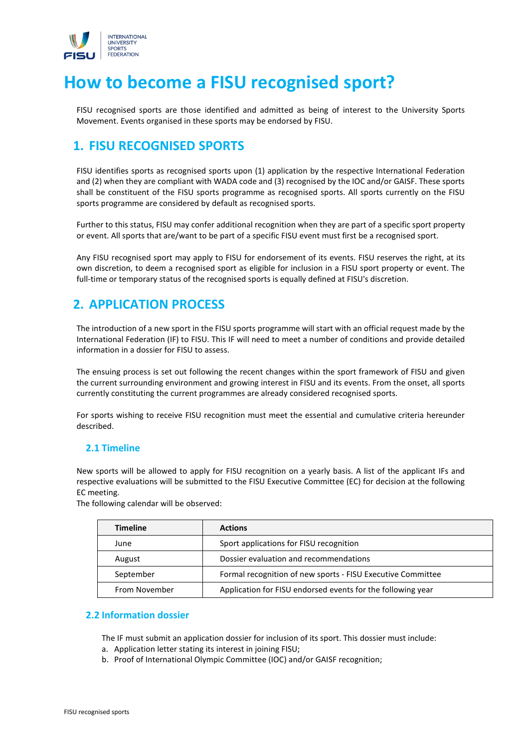# How to become a FISU recognised sport?

FISU recognised sports are those identified and admitted as being of interest to the University Sports Movement. Events organised in these sports may be endorsed by FISU.

## 1. FISU RECOGNISED SPORTS

FISU identifies sports as recognised sports upon (1) application by the respective International Federation and (2) when they are compliant with WADA code and (3) recognised by the IOC and/or GAISF. These sports shall be constituent of the FISU sports programme as recognised sports. All sports currently on the FISU sports programme are considered by default as recognised sports.

Further to this status, FISU may confer additional recognition when they are part of a specific sport property or event. All sports that are/want to be part of a specific FISU event must first be a recognised sport.

Any FISU recognised sport may apply to FISU for endorsement of its events. FISU reserves the right, at its own discretion, to deem a recognised sport as eligible for inclusion in a FISU sport property or event. The full-time or temporary status of the recognised sports is equally defined at FISU's discretion.

## 2. APPLICATION PROCESS

The introduction of a new sport in the FISU sports programme will start with an official request made by the International Federation (IF) to FISU. This IF will need to meet a number of conditions and provide detailed information in a dossier for FISU to assess.

The ensuing process is set out following the recent changes within the sport framework of FISU and given the current surrounding environment and growing interest in FISU and its events. From the onset, all sports currently constituting the current programmes are already considered recognised sports.

For sports wishing to receive FISU recognition must meet the essential and cumulative criteria hereunder described.

### 2.1 Timeline

New sports will be allowed to apply for FISU recognition on a yearly basis. A list of the applicant IFs and respective evaluations will be submitted to the FISU Executive Committee (EC) for decision at the following EC meeting.
The following calendar will be observed:

| Timeline | Actions |
|---|---|
| June | Sport applications for FISU recognition |
| August | Dossier evaluation and recommendations |
| September | Formal recognition of new sports - FISU Executive Committee |
| From November | Application for FISU endorsed events for the following year |

### 2.2 Information dossier

The IF must submit an application dossier for inclusion of its sport. This dossier must include:

a. Application letter stating its interest in joining FISU;
b. Proof of International Olympic Committee (IOC) and/or GAISF recognition;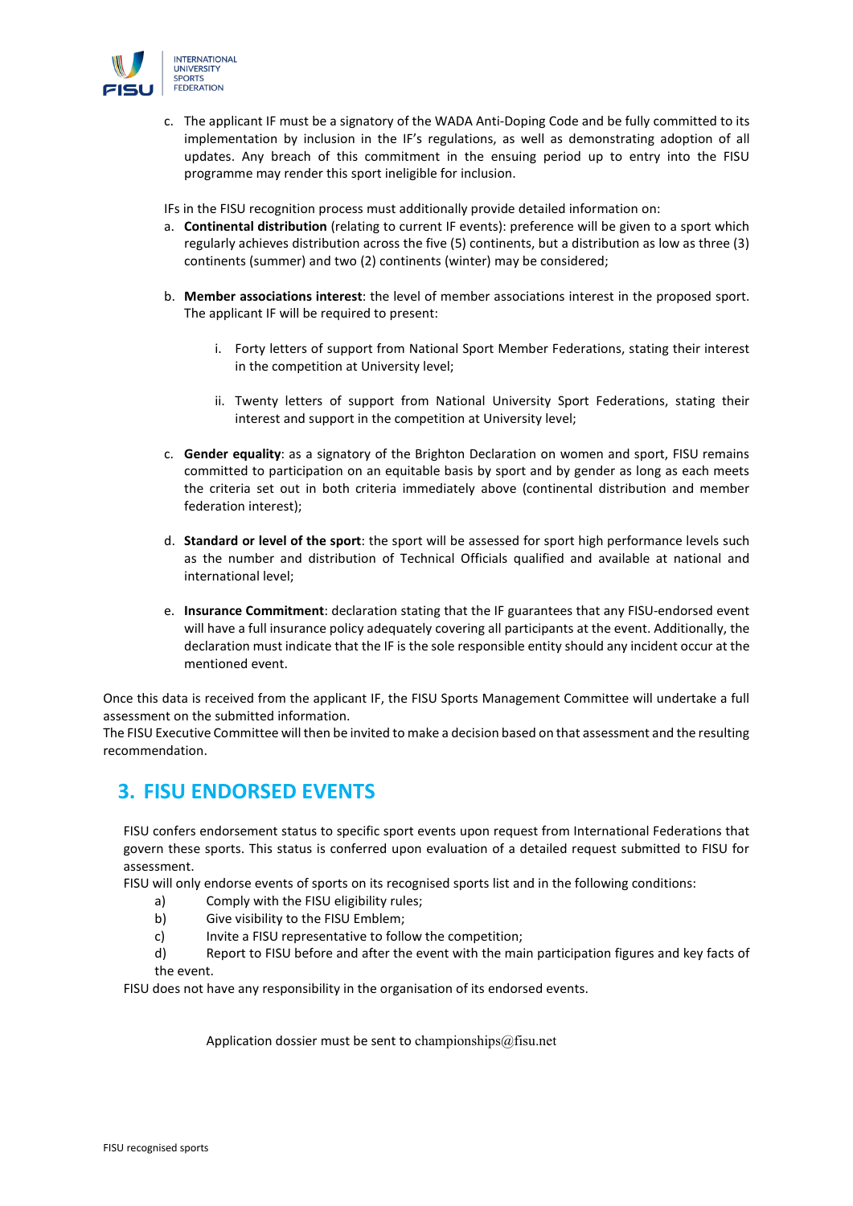c. The applicant IF must be a signatory of the WADA Anti-Doping Code and be fully committed to its implementation by inclusion in the IF's regulations, as well as demonstrating adoption of all updates. Any breach of this commitment in the ensuing period up to entry into the FISU programme may render this sport ineligible for inclusion.

IFs in the FISU recognition process must additionally provide detailed information on:

a. **Continental distribution** (relating to current IF events): preference will be given to a sport which regularly achieves distribution across the five (5) continents, but a distribution as low as three (3) continents (summer) and two (2) continents (winter) may be considered;

b. **Member associations interest**: the level of member associations interest in the proposed sport. The applicant IF will be required to present:

    i. Forty letters of support from National Sport Member Federations, stating their interest in the competition at University level;

    ii. Twenty letters of support from National University Sport Federations, stating their interest and support in the competition at University level;

c. **Gender equality**: as a signatory of the Brighton Declaration on women and sport, FISU remains committed to participation on an equitable basis by sport and by gender as long as each meets the criteria set out in both criteria immediately above (continental distribution and member federation interest);

d. **Standard or level of the sport**: the sport will be assessed for sport high performance levels such as the number and distribution of Technical Officials qualified and available at national and international level;

e. **Insurance Commitment**: declaration stating that the IF guarantees that any FISU-endorsed event will have a full insurance policy adequately covering all participants at the event. Additionally, the declaration must indicate that the IF is the sole responsible entity should any incident occur at the mentioned event.

Once this data is received from the applicant IF, the FISU Sports Management Committee will undertake a full assessment on the submitted information.
The FISU Executive Committee will then be invited to make a decision based on that assessment and the resulting recommendation.

## 3. FISU ENDORSED EVENTS

FISU confers endorsement status to specific sport events upon request from International Federations that govern these sports. This status is conferred upon evaluation of a detailed request submitted to FISU for assessment.
FISU will only endorse events of sports on its recognised sports list and in the following conditions:

a) Comply with the FISU eligibility rules;
b) Give visibility to the FISU Emblem;
c) Invite a FISU representative to follow the competition;
d) Report to FISU before and after the event with the main participation figures and key facts of the event.

FISU does not have any responsibility in the organisation of its endorsed events.

Application dossier must be sent to championships@fisu.net